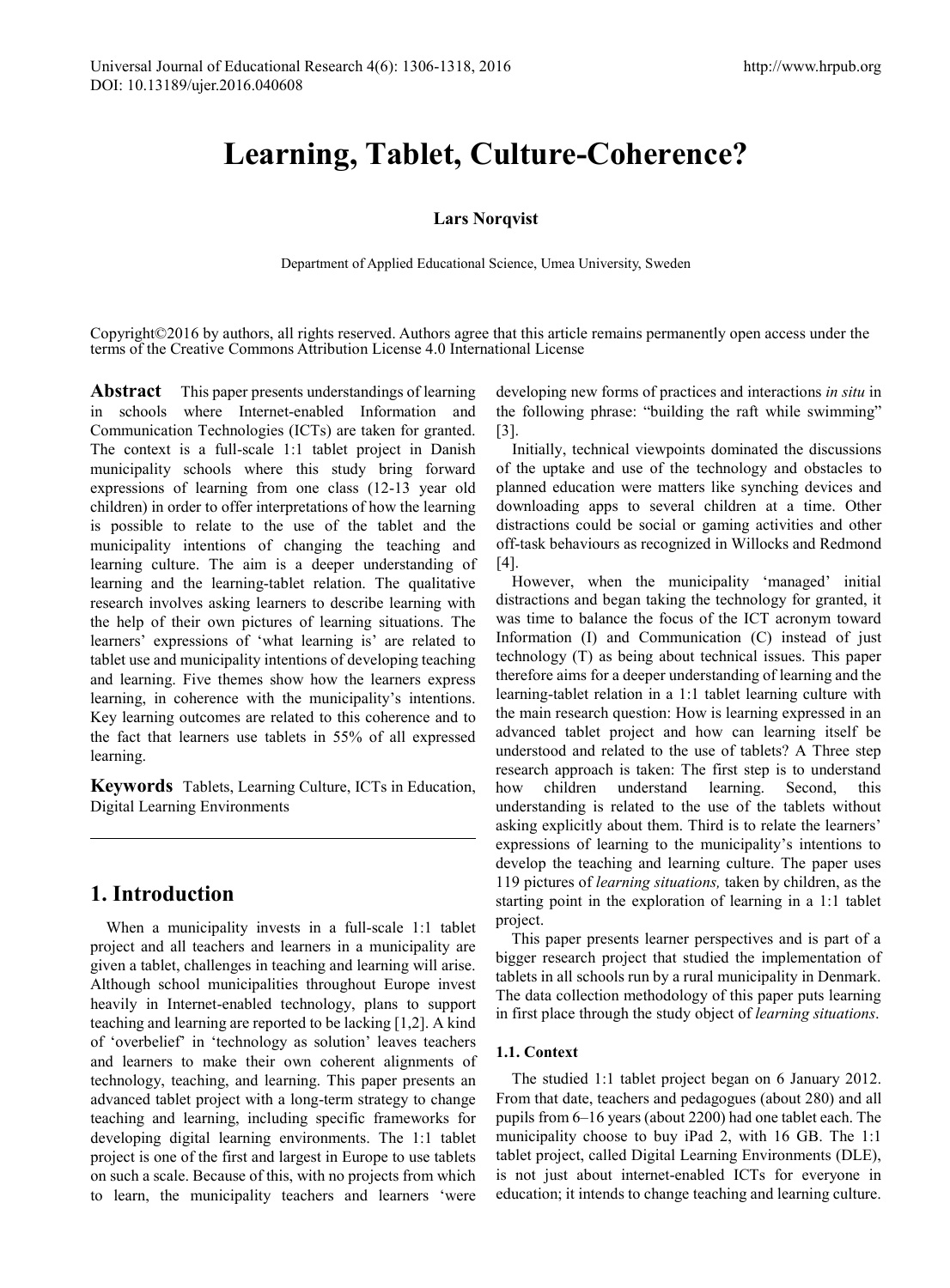# Learning, Tablet, Culture-Coherence?

**Lars Norqvist**

Department of Applied Educational Science, Umea University, Sweden

Copyright©2016 by authors, all rights reserved. Authors agree that this article remains permanently open access under the terms of the Creative Commons Attribution License 4.0 International License

**Abstract** This paper presents understandings of learning in schools where Internet-enabled Information and Communication Technologies (ICTs) are taken for granted. The context is a full-scale 1:1 tablet project in Danish municipality schools where this study bring forward expressions of learning from one class (12-13 year old children) in order to offer interpretations of how the learning is possible to relate to the use of the tablet and the municipality intentions of changing the teaching and learning culture. The aim is a deeper understanding of learning and the learning-tablet relation. The qualitative research involves asking learners to describe learning with the help of their own pictures of learning situations. The learners' expressions of 'what learning is' are related to tablet use and municipality intentions of developing teaching and learning. Five themes show how the learners express learning, in coherence with the municipality's intentions. Key learning outcomes are related to this coherence and to the fact that learners use tablets in 55% of all expressed learning.

**Keywords** Tablets, Learning Culture, ICTs in Education, Digital Learning Environments

## 1. Introduction

When a municipality invests in a full-scale 1:1 tablet project and all teachers and learners in a municipality are given a tablet, challenges in teaching and learning will arise. Although school municipalities throughout Europe invest heavily in Internet-enabled technology, plans to support teaching and learning are reported to be lacking [1,2]. A kind of 'overbelief' in 'technology as solution' leaves teachers and learners to make their own coherent alignments of technology, teaching, and learning. This paper presents an advanced tablet project with a long-term strategy to change teaching and learning, including specific frameworks for developing digital learning environments. The 1:1 tablet project is one of the first and largest in Europe to use tablets on such a scale. Because of this, with no projects from which to learn, the municipality teachers and learners 'were developing new forms of practices and interactions *in situ* in the following phrase: "building the raft while swimming" [3].

Initially, technical viewpoints dominated the discussions of the uptake and use of the technology and obstacles to planned education were matters like synching devices and downloading apps to several children at a time. Other distractions could be social or gaming activities and other off-task behaviours as recognized in Willocks and Redmond [4].

However, when the municipality 'managed' initial distractions and began taking the technology for granted, it was time to balance the focus of the ICT acronym toward Information (I) and Communication (C) instead of just technology (T) as being about technical issues. This paper therefore aims for a deeper understanding of learning and the learning-tablet relation in a 1:1 tablet learning culture with the main research question: How is learning expressed in an advanced tablet project and how can learning itself be understood and related to the use of tablets? A Three step research approach is taken: The first step is to understand how children understand learning. Second, this understanding is related to the use of the tablets without asking explicitly about them. Third is to relate the learners' expressions of learning to the municipality's intentions to develop the teaching and learning culture. The paper uses 119 pictures of *learning situations,* taken by children, as the starting point in the exploration of learning in a 1:1 tablet project.

This paper presents learner perspectives and is part of a bigger research project that studied the implementation of tablets in all schools run by a rural municipality in Denmark. The data collection methodology of this paper puts learning in first place through the study object of *learning situations*.

### 1.1. Context

The studied 1:1 tablet project began on 6 January 2012. From that date, teachers and pedagogues (about 280) and all pupils from 6–16 years (about 2200) had one tablet each. The municipality choose to buy iPad 2, with 16 GB. The 1:1 tablet project, called Digital Learning Environments (DLE), is not just about internet-enabled ICTs for everyone in education; it intends to change teaching and learning culture.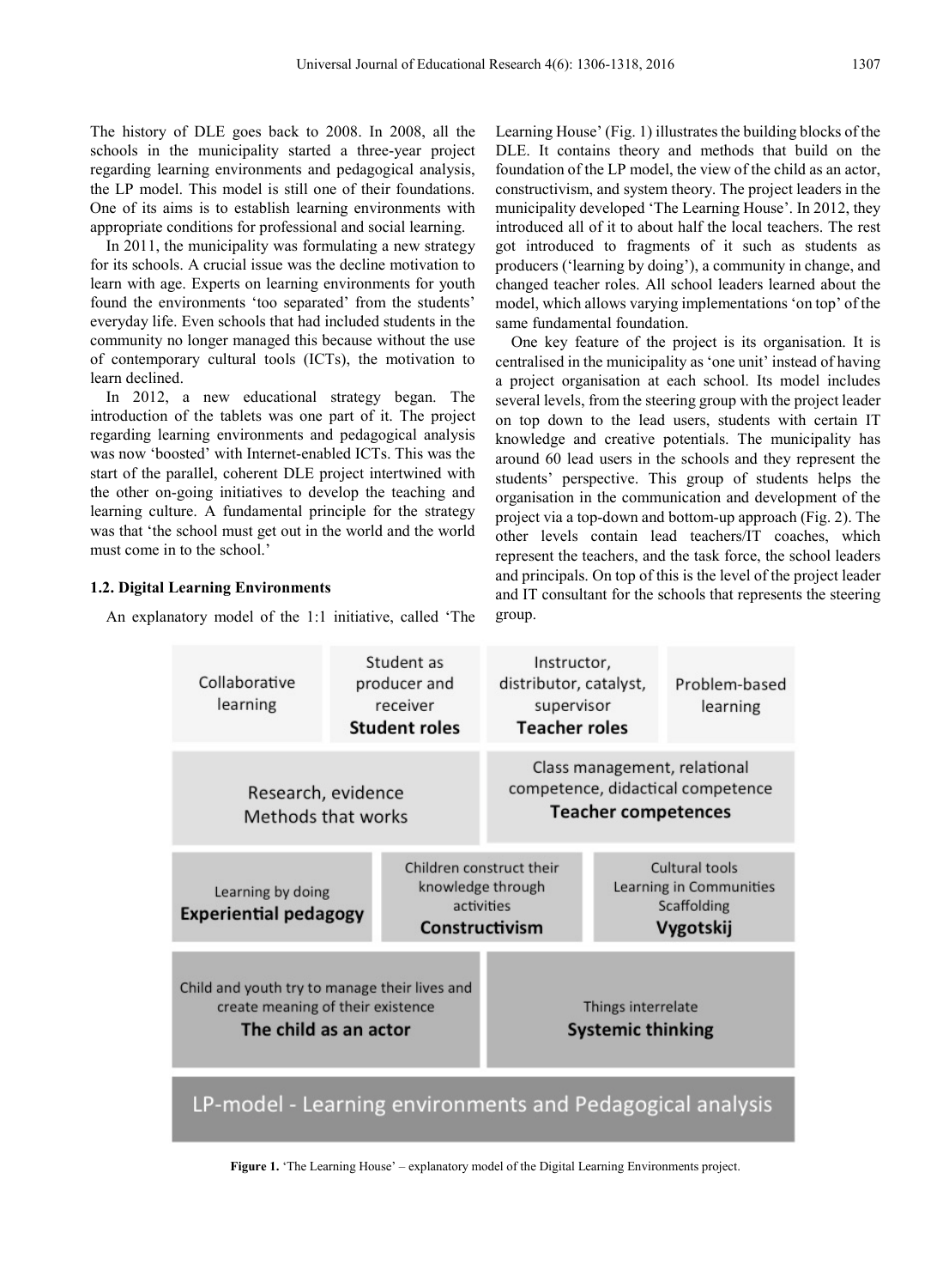The history of DLE goes back to 2008. In 2008, all the schools in the municipality started a three-year project regarding learning environments and pedagogical analysis, the LP model. This model is still one of their foundations. One of its aims is to establish learning environments with appropriate conditions for professional and social learning.

In 2011, the municipality was formulating a new strategy for its schools. A crucial issue was the decline motivation to learn with age. Experts on learning environments for youth found the environments 'too separated' from the students' everyday life. Even schools that had included students in the community no longer managed this because without the use of contemporary cultural tools (ICTs), the motivation to learn declined.

In 2012, a new educational strategy began. The introduction of the tablets was one part of it. The project regarding learning environments and pedagogical analysis was now 'boosted' with Internet-enabled ICTs. This was the start of the parallel, coherent DLE project intertwined with the other on-going initiatives to develop the teaching and learning culture. A fundamental principle for the strategy was that 'the school must get out in the world and the world must come in to the school.'

### 1.2. Digital Learning Environments

An explanatory model of the 1:1 initiative, called 'The Learning House' (Fig. 1) illustrates the building blocks of the DLE. It contains theory and methods that build on the foundation of the LP model, the view of the child as an actor, constructivism, and system theory. The project leaders in the municipality developed 'The Learning House'. In 2012, they introduced all of it to about half the local teachers. The rest got introduced to fragments of it such as students as producers ('learning by doing'), a community in change, and changed teacher roles. All school leaders learned about the model, which allows varying implementations 'on top' of the same fundamental foundation.

One key feature of the project is its organisation. It is centralised in the municipality as 'one unit' instead of having a project organisation at each school. Its model includes several levels, from the steering group with the project leader on top down to the lead users, students with certain IT knowledge and creative potentials. The municipality has around 60 lead users in the schools and they represent the students' perspective. This group of students helps the organisation in the communication and development of the project via a top-down and bottom-up approach (Fig. 2). The other levels contain lead teachers/IT coaches, which represent the teachers, and the task force, the school leaders and principals. On top of this is the level of the project leader and IT consultant for the schools that represents the steering group.

| Collaborative learning | Student as producer and receiver **Student roles** | Instructor, distributor, catalyst, supervisor **Teacher roles** | Problem-based learning |
|---|---|---|---|
| Research, evidence Methods that works | | Class management, relational competence, didactical competence **Teacher competences** | |
| Learning by doing **Experiential pedagogy** | Children construct their knowledge through activities **Constructivism** | Cultural tools Learning in Communities Scaffolding **Vygotskij** | |
| Child and youth try to manage their lives and create meaning of their existence **The child as an actor** | | Things interrelate **Systemic thinking** | |
| LP-model - Learning environments and Pedagogical analysis | | | |

**Figure 1.** 'The Learning House' – explanatory model of the Digital Learning Environments project.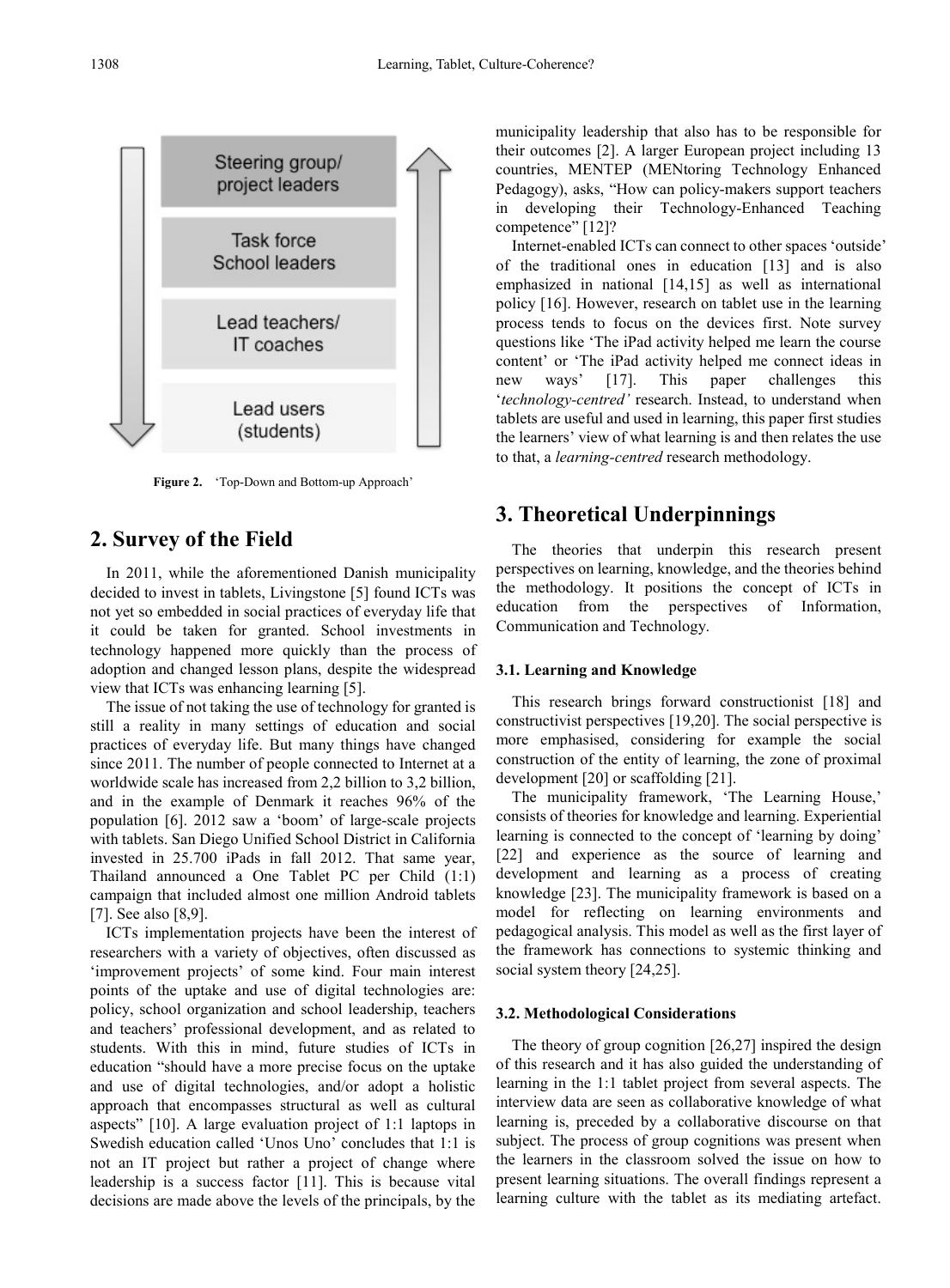Steering group/ project leaders

Task force School leaders

Lead teachers/ IT coaches

Lead users (students)

**Figure 2.** 'Top-Down and Bottom-up Approach'

## 2. Survey of the Field

In 2011, while the aforementioned Danish municipality decided to invest in tablets, Livingstone [5] found ICTs was not yet so embedded in social practices of everyday life that it could be taken for granted. School investments in technology happened more quickly than the process of adoption and changed lesson plans, despite the widespread view that ICTs was enhancing learning [5].

The issue of not taking the use of technology for granted is still a reality in many settings of education and social practices of everyday life. But many things have changed since 2011. The number of people connected to Internet at a worldwide scale has increased from 2,2 billion to 3,2 billion, and in the example of Denmark it reaches 96% of the population [6]. 2012 saw a 'boom' of large-scale projects with tablets. San Diego Unified School District in California invested in 25.700 iPads in fall 2012. That same year, Thailand announced a One Tablet PC per Child (1:1) campaign that included almost one million Android tablets [7]. See also [8,9].

ICTs implementation projects have been the interest of researchers with a variety of objectives, often discussed as 'improvement projects' of some kind. Four main interest points of the uptake and use of digital technologies are: policy, school organization and school leadership, teachers and teachers' professional development, and as related to students. With this in mind, future studies of ICTs in education "should have a more precise focus on the uptake and use of digital technologies, and/or adopt a holistic approach that encompasses structural as well as cultural aspects" [10]. A large evaluation project of 1:1 laptops in Swedish education called 'Unos Uno' concludes that 1:1 is not an IT project but rather a project of change where leadership is a success factor [11]. This is because vital decisions are made above the levels of the principals, by the municipality leadership that also has to be responsible for their outcomes [2]. A larger European project including 13 countries, MENTEP (MENtoring Technology Enhanced Pedagogy), asks, "How can policy-makers support teachers in developing their Technology-Enhanced Teaching competence" [12]?

Internet-enabled ICTs can connect to other spaces 'outside' of the traditional ones in education [13] and is also emphasized in national [14,15] as well as international policy [16]. However, research on tablet use in the learning process tends to focus on the devices first. Note survey questions like 'The iPad activity helped me learn the course content' or 'The iPad activity helped me connect ideas in new ways' [17]. This paper challenges this '*technology-centred'* research. Instead, to understand when tablets are useful and used in learning, this paper first studies the learners' view of what learning is and then relates the use to that, a *learning-centred* research methodology.

## 3. Theoretical Underpinnings

The theories that underpin this research present perspectives on learning, knowledge, and the theories behind the methodology. It positions the concept of ICTs in education from the perspectives of Information, Communication and Technology.

### 3.1. Learning and Knowledge

This research brings forward constructionist [18] and constructivist perspectives [19,20]. The social perspective is more emphasised, considering for example the social construction of the entity of learning, the zone of proximal development [20] or scaffolding [21].

The municipality framework, 'The Learning House,' consists of theories for knowledge and learning. Experiential learning is connected to the concept of 'learning by doing' [22] and experience as the source of learning and development and learning as a process of creating knowledge [23]. The municipality framework is based on a model for reflecting on learning environments and pedagogical analysis. This model as well as the first layer of the framework has connections to systemic thinking and social system theory [24,25].

### 3.2. Methodological Considerations

The theory of group cognition [26,27] inspired the design of this research and it has also guided the understanding of learning in the 1:1 tablet project from several aspects. The interview data are seen as collaborative knowledge of what learning is, preceded by a collaborative discourse on that subject. The process of group cognitions was present when the learners in the classroom solved the issue on how to present learning situations. The overall findings represent a learning culture with the tablet as its mediating artefact.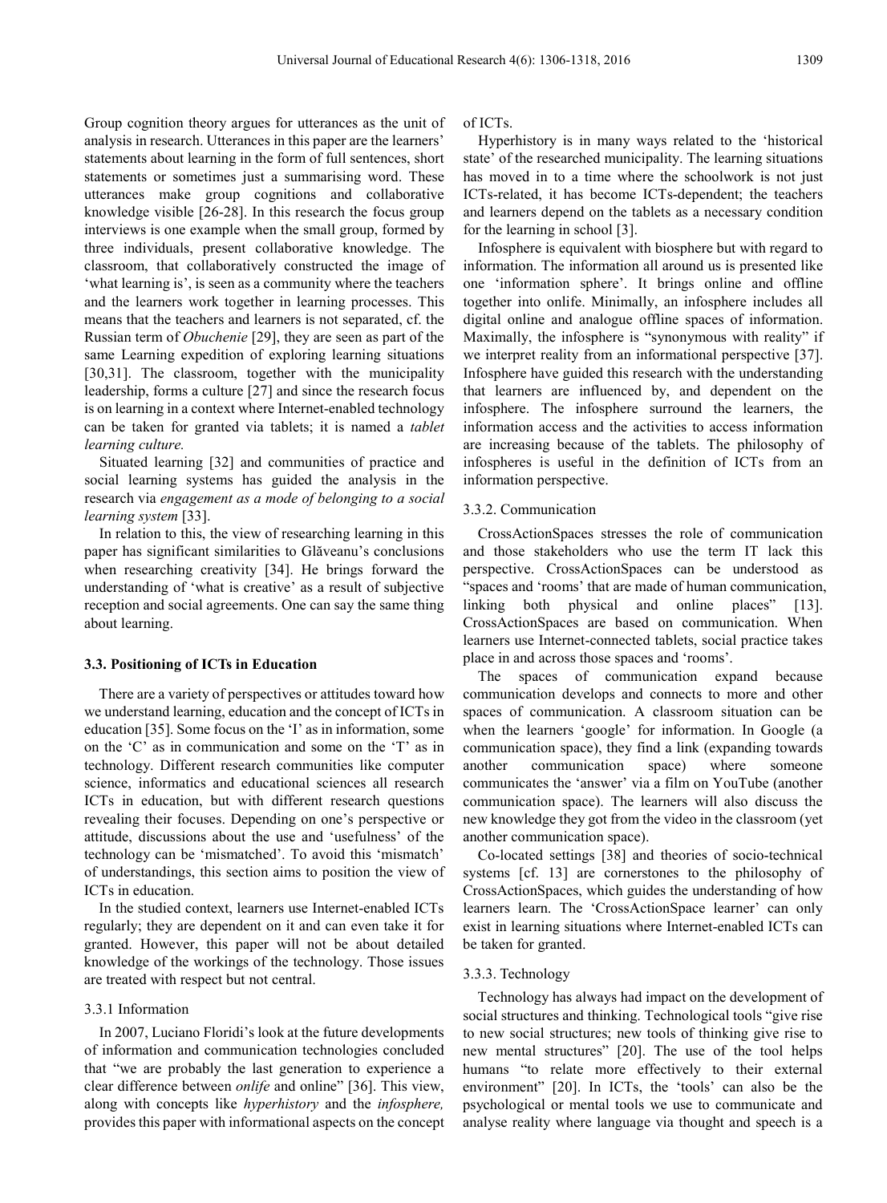Group cognition theory argues for utterances as the unit of analysis in research. Utterances in this paper are the learners' statements about learning in the form of full sentences, short statements or sometimes just a summarising word. These utterances make group cognitions and collaborative knowledge visible [26-28]. In this research the focus group interviews is one example when the small group, formed by three individuals, present collaborative knowledge. The classroom, that collaboratively constructed the image of 'what learning is', is seen as a community where the teachers and the learners work together in learning processes. This means that the teachers and learners is not separated, cf. the Russian term of *Obuchenie* [29], they are seen as part of the same Learning expedition of exploring learning situations [30,31]. The classroom, together with the municipality leadership, forms a culture [27] and since the research focus is on learning in a context where Internet-enabled technology can be taken for granted via tablets; it is named a *tablet learning culture.*

Situated learning [32] and communities of practice and social learning systems has guided the analysis in the research via *engagement as a mode of belonging to a social learning system* [33].

In relation to this, the view of researching learning in this paper has significant similarities to Glăveanu's conclusions when researching creativity [34]. He brings forward the understanding of 'what is creative' as a result of subjective reception and social agreements. One can say the same thing about learning.

### 3.3. Positioning of ICTs in Education

There are a variety of perspectives or attitudes toward how we understand learning, education and the concept of ICTs in education [35]. Some focus on the 'I' as in information, some on the 'C' as in communication and some on the 'T' as in technology. Different research communities like computer science, informatics and educational sciences all research ICTs in education, but with different research questions revealing their focuses. Depending on one's perspective or attitude, discussions about the use and 'usefulness' of the technology can be 'mismatched'. To avoid this 'mismatch' of understandings, this section aims to position the view of ICTs in education.

In the studied context, learners use Internet-enabled ICTs regularly; they are dependent on it and can even take it for granted. However, this paper will not be about detailed knowledge of the workings of the technology. Those issues are treated with respect but not central.

#### 3.3.1 Information

In 2007, Luciano Floridi's look at the future developments of information and communication technologies concluded that "we are probably the last generation to experience a clear difference between *onlife* and online" [36]. This view, along with concepts like *hyperhistory* and the *infosphere,* provides this paper with informational aspects on the concept of ICTs.

Hyperhistory is in many ways related to the 'historical state' of the researched municipality. The learning situations has moved in to a time where the schoolwork is not just ICTs-related, it has become ICTs-dependent; the teachers and learners depend on the tablets as a necessary condition for the learning in school [3].

Infosphere is equivalent with biosphere but with regard to information. The information all around us is presented like one 'information sphere'. It brings online and offline together into onlife. Minimally, an infosphere includes all digital online and analogue offline spaces of information. Maximally, the infosphere is "synonymous with reality" if we interpret reality from an informational perspective [37]. Infosphere have guided this research with the understanding that learners are influenced by, and dependent on the infosphere. The infosphere surround the learners, the information access and the activities to access information are increasing because of the tablets. The philosophy of infospheres is useful in the definition of ICTs from an information perspective.

#### 3.3.2. Communication

CrossActionSpaces stresses the role of communication and those stakeholders who use the term IT lack this perspective. CrossActionSpaces can be understood as "spaces and 'rooms' that are made of human communication, linking both physical and online places" [13]. CrossActionSpaces are based on communication. When learners use Internet-connected tablets, social practice takes place in and across those spaces and 'rooms'.

The spaces of communication expand because communication develops and connects to more and other spaces of communication. A classroom situation can be when the learners 'google' for information. In Google (a communication space), they find a link (expanding towards another communication space) where someone communicates the 'answer' via a film on YouTube (another communication space). The learners will also discuss the new knowledge they got from the video in the classroom (yet another communication space).

Co-located settings [38] and theories of socio-technical systems [cf. 13] are cornerstones to the philosophy of CrossActionSpaces, which guides the understanding of how learners learn. The 'CrossActionSpace learner' can only exist in learning situations where Internet-enabled ICTs can be taken for granted.

#### 3.3.3. Technology

Technology has always had impact on the development of social structures and thinking. Technological tools "give rise to new social structures; new tools of thinking give rise to new mental structures" [20]. The use of the tool helps humans "to relate more effectively to their external environment" [20]. In ICTs, the 'tools' can also be the psychological or mental tools we use to communicate and analyse reality where language via thought and speech is a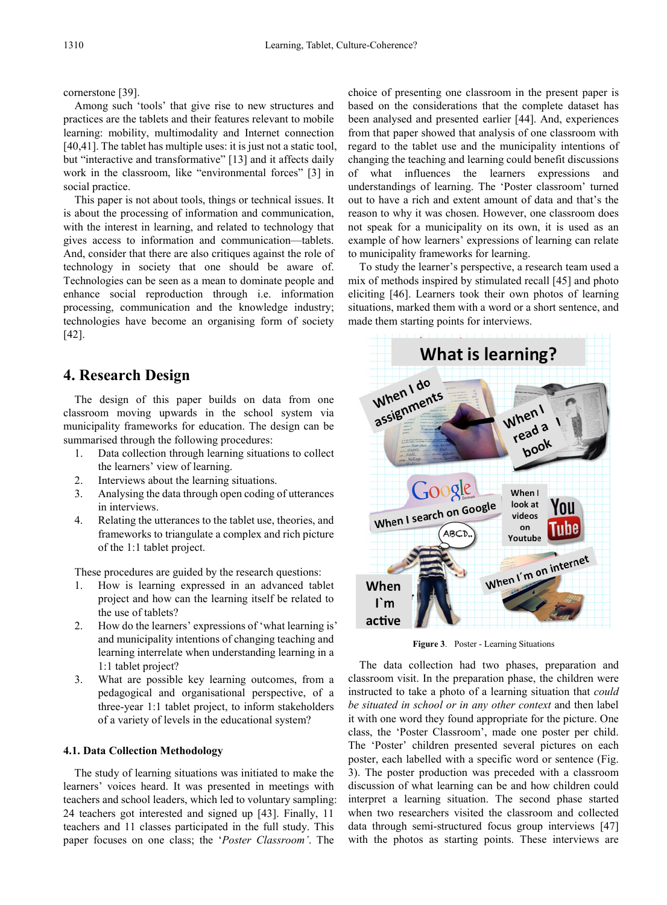cornerstone [39].

Among such 'tools' that give rise to new structures and practices are the tablets and their features relevant to mobile learning: mobility, multimodality and Internet connection [40,41]. The tablet has multiple uses: it is just not a static tool, but "interactive and transformative" [13] and it affects daily work in the classroom, like "environmental forces" [3] in social practice.

This paper is not about tools, things or technical issues. It is about the processing of information and communication, with the interest in learning, and related to technology that gives access to information and communication—tablets. And, consider that there are also critiques against the role of technology in society that one should be aware of. Technologies can be seen as a mean to dominate people and enhance social reproduction through i.e. information processing, communication and the knowledge industry; technologies have become an organising form of society [42].

## 4. Research Design

The design of this paper builds on data from one classroom moving upwards in the school system via municipality frameworks for education. The design can be summarised through the following procedures:

1. Data collection through learning situations to collect the learners' view of learning.
2. Interviews about the learning situations.
3. Analysing the data through open coding of utterances in interviews.
4. Relating the utterances to the tablet use, theories, and frameworks to triangulate a complex and rich picture of the 1:1 tablet project.

These procedures are guided by the research questions:

1. How is learning expressed in an advanced tablet project and how can the learning itself be related to the use of tablets?
2. How do the learners' expressions of 'what learning is' and municipality intentions of changing teaching and learning interrelate when understanding learning in a 1:1 tablet project?
3. What are possible key learning outcomes, from a pedagogical and organisational perspective, of a three-year 1:1 tablet project, to inform stakeholders of a variety of levels in the educational system?

### 4.1. Data Collection Methodology

The study of learning situations was initiated to make the learners' voices heard. It was presented in meetings with teachers and school leaders, which led to voluntary sampling: 24 teachers got interested and signed up [43]. Finally, 11 teachers and 11 classes participated in the full study. This paper focuses on one class; the '*Poster Classroom'*. The choice of presenting one classroom in the present paper is based on the considerations that the complete dataset has been analysed and presented earlier [44]. And, experiences from that paper showed that analysis of one classroom with regard to the tablet use and the municipality intentions of changing the teaching and learning could benefit discussions of what influences the learners expressions and understandings of learning. The 'Poster classroom' turned out to have a rich and extent amount of data and that's the reason to why it was chosen. However, one classroom does not speak for a municipality on its own, it is used as an example of how learners' expressions of learning can relate to municipality frameworks for learning.

To study the learner's perspective, a research team used a mix of methods inspired by stimulated recall [45] and photo eliciting [46]. Learners took their own photos of learning situations, marked them with a word or a short sentence, and made them starting points for interviews.

**Figure 3**. Poster - Learning Situations

The data collection had two phases, preparation and classroom visit. In the preparation phase, the children were instructed to take a photo of a learning situation that *could be situated in school or in any other context* and then label it with one word they found appropriate for the picture. One class, the 'Poster Classroom', made one poster per child. The 'Poster' children presented several pictures on each poster, each labelled with a specific word or sentence (Fig. 3). The poster production was preceded with a classroom discussion of what learning can be and how children could interpret a learning situation. The second phase started when two researchers visited the classroom and collected data through semi-structured focus group interviews [47] with the photos as starting points. These interviews are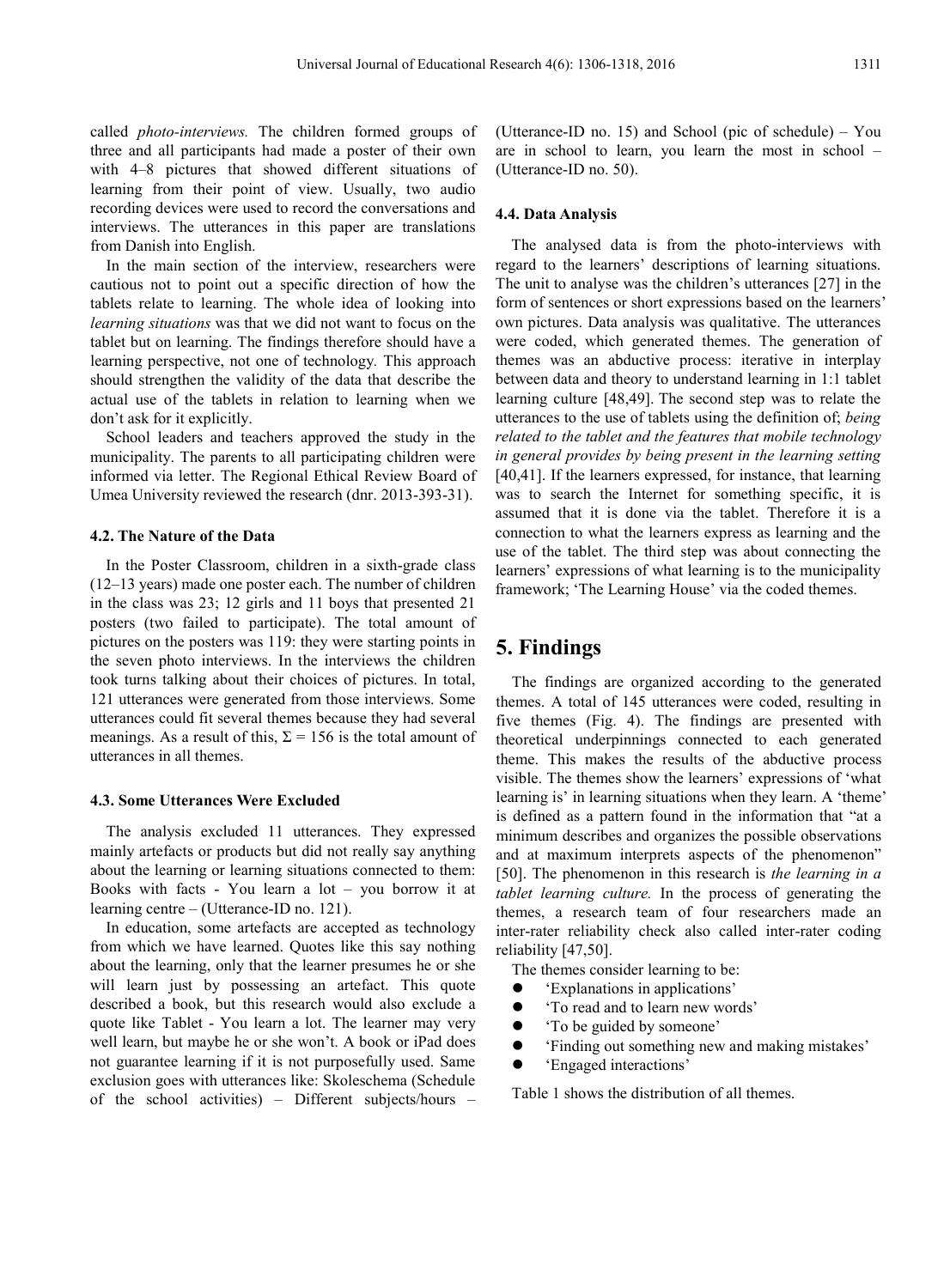called *photo-interviews.* The children formed groups of three and all participants had made a poster of their own with 4–8 pictures that showed different situations of learning from their point of view. Usually, two audio recording devices were used to record the conversations and interviews. The utterances in this paper are translations from Danish into English.

In the main section of the interview, researchers were cautious not to point out a specific direction of how the tablets relate to learning. The whole idea of looking into *learning situations* was that we did not want to focus on the tablet but on learning. The findings therefore should have a learning perspective, not one of technology. This approach should strengthen the validity of the data that describe the actual use of the tablets in relation to learning when we don't ask for it explicitly.

School leaders and teachers approved the study in the municipality. The parents to all participating children were informed via letter. The Regional Ethical Review Board of Umea University reviewed the research (dnr. 2013-393-31).

### 4.2. The Nature of the Data

In the Poster Classroom, children in a sixth-grade class (12–13 years) made one poster each. The number of children in the class was 23; 12 girls and 11 boys that presented 21 posters (two failed to participate). The total amount of pictures on the posters was 119: they were starting points in the seven photo interviews. In the interviews the children took turns talking about their choices of pictures. In total, 121 utterances were generated from those interviews. Some utterances could fit several themes because they had several meanings. As a result of this, $\Sigma = 156$ is the total amount of utterances in all themes.

### 4.3. Some Utterances Were Excluded

The analysis excluded 11 utterances. They expressed mainly artefacts or products but did not really say anything about the learning or learning situations connected to them: Books with facts - You learn a lot – you borrow it at learning centre – (Utterance-ID no. 121).

In education, some artefacts are accepted as technology from which we have learned. Quotes like this say nothing about the learning, only that the learner presumes he or she will learn just by possessing an artefact. This quote described a book, but this research would also exclude a quote like Tablet - You learn a lot. The learner may very well learn, but maybe he or she won't. A book or iPad does not guarantee learning if it is not purposefully used. Same exclusion goes with utterances like: Skoleschema (Schedule of the school activities) – Different subjects/hours – (Utterance-ID no. 15) and School (pic of schedule) – You are in school to learn, you learn the most in school – (Utterance-ID no. 50).

### 4.4. Data Analysis

The analysed data is from the photo-interviews with regard to the learners' descriptions of learning situations. The unit to analyse was the children's utterances [27] in the form of sentences or short expressions based on the learners' own pictures. Data analysis was qualitative. The utterances were coded, which generated themes. The generation of themes was an abductive process: iterative in interplay between data and theory to understand learning in 1:1 tablet learning culture [48,49]. The second step was to relate the utterances to the use of tablets using the definition of; *being related to the tablet and the features that mobile technology in general provides by being present in the learning setting* [40,41]. If the learners expressed, for instance, that learning was to search the Internet for something specific, it is assumed that it is done via the tablet. Therefore it is a connection to what the learners express as learning and the use of the tablet. The third step was about connecting the learners' expressions of what learning is to the municipality framework; 'The Learning House' via the coded themes.

## 5. Findings

The findings are organized according to the generated themes. A total of 145 utterances were coded, resulting in five themes (Fig. 4). The findings are presented with theoretical underpinnings connected to each generated theme. This makes the results of the abductive process visible. The themes show the learners' expressions of 'what learning is' in learning situations when they learn. A 'theme' is defined as a pattern found in the information that "at a minimum describes and organizes the possible observations and at maximum interprets aspects of the phenomenon" [50]. The phenomenon in this research is *the learning in a tablet learning culture.* In the process of generating the themes, a research team of four researchers made an inter-rater reliability check also called inter-rater coding reliability [47,50].

The themes consider learning to be:

- 'Explanations in applications'
- 'To read and to learn new words'
- 'To be guided by someone'
- 'Finding out something new and making mistakes'
- 'Engaged interactions'

Table 1 shows the distribution of all themes.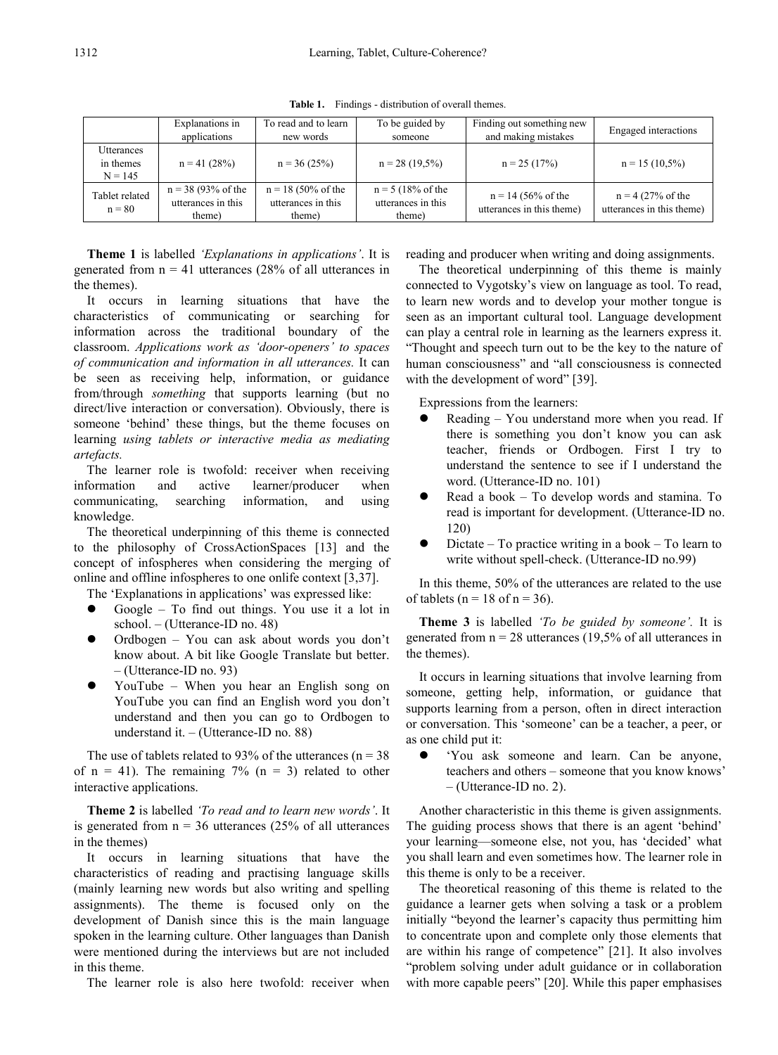**Table 1.** Findings - distribution of overall themes.

| | Explanations in applications | To read and to learn new words | To be guided by someone | Finding out something new and making mistakes | Engaged interactions |
|---|---|---|---|---|---|
| Utterances in themes N = 145 | n = 41 (28%) | n = 36 (25%) | n = 28 (19,5%) | n = 25 (17%) | n = 15 (10,5%) |
| Tablet related n = 80 | n = 38 (93% of the utterances in this theme) | n = 18 (50% of the utterances in this theme) | n = 5 (18% of the utterances in this theme) | n = 14 (56% of the utterances in this theme) | n = 4 (27% of the utterances in this theme) |

**Theme 1** is labelled *'Explanations in applications'*. It is generated from n = 41 utterances (28% of all utterances in the themes).

It occurs in learning situations that have the characteristics of communicating or searching for information across the traditional boundary of the classroom. *Applications work as 'door-openers' to spaces of communication and information in all utterances.* It can be seen as receiving help, information, or guidance from/through *something* that supports learning (but no direct/live interaction or conversation). Obviously, there is someone 'behind' these things, but the theme focuses on learning *using tablets or interactive media as mediating artefacts.*

The learner role is twofold: receiver when receiving information and active learner/producer when communicating, searching information, and using knowledge.

The theoretical underpinning of this theme is connected to the philosophy of CrossActionSpaces [13] and the concept of infospheres when considering the merging of online and offline infospheres to one onlife context [3,37].

The 'Explanations in applications' was expressed like:

- Google – To find out things. You use it a lot in school. – (Utterance-ID no. 48)
- Ordbogen – You can ask about words you don't know about. A bit like Google Translate but better. – (Utterance-ID no. 93)
- YouTube – When you hear an English song on YouTube you can find an English word you don't understand and then you can go to Ordbogen to understand it. – (Utterance-ID no. 88)

The use of tablets related to 93% of the utterances (n = 38 of n = 41). The remaining 7% (n = 3) related to other interactive applications.

**Theme 2** is labelled *'To read and to learn new words'*. It is generated from n = 36 utterances (25% of all utterances in the themes)

It occurs in learning situations that have the characteristics of reading and practising language skills (mainly learning new words but also writing and spelling assignments). The theme is focused only on the development of Danish since this is the main language spoken in the learning culture. Other languages than Danish were mentioned during the interviews but are not included in this theme.

The learner role is also here twofold: receiver when reading and producer when writing and doing assignments.

The theoretical underpinning of this theme is mainly connected to Vygotsky's view on language as tool. To read, to learn new words and to develop your mother tongue is seen as an important cultural tool. Language development can play a central role in learning as the learners express it. "Thought and speech turn out to be the key to the nature of human consciousness" and "all consciousness is connected with the development of word" [39].

Expressions from the learners:

- Reading – You understand more when you read. If there is something you don't know you can ask teacher, friends or Ordbogen. First I try to understand the sentence to see if I understand the word. (Utterance-ID no. 101)
- Read a book – To develop words and stamina. To read is important for development. (Utterance-ID no. 120)
- Dictate – To practice writing in a book – To learn to write without spell-check. (Utterance-ID no.99)

In this theme, 50% of the utterances are related to the use of tablets (n = 18 of n = 36).

**Theme 3** is labelled *'To be guided by someone'*. It is generated from n = 28 utterances (19,5% of all utterances in the themes).

It occurs in learning situations that involve learning from someone, getting help, information, or guidance that supports learning from a person, often in direct interaction or conversation. This 'someone' can be a teacher, a peer, or as one child put it:

- 'You ask someone and learn. Can be anyone, teachers and others – someone that you know knows' – (Utterance-ID no. 2).

Another characteristic in this theme is given assignments. The guiding process shows that there is an agent 'behind' your learning—someone else, not you, has 'decided' what you shall learn and even sometimes how. The learner role in this theme is only to be a receiver.

The theoretical reasoning of this theme is related to the guidance a learner gets when solving a task or a problem initially "beyond the learner's capacity thus permitting him to concentrate upon and complete only those elements that are within his range of competence" [21]. It also involves "problem solving under adult guidance or in collaboration with more capable peers" [20]. While this paper emphasises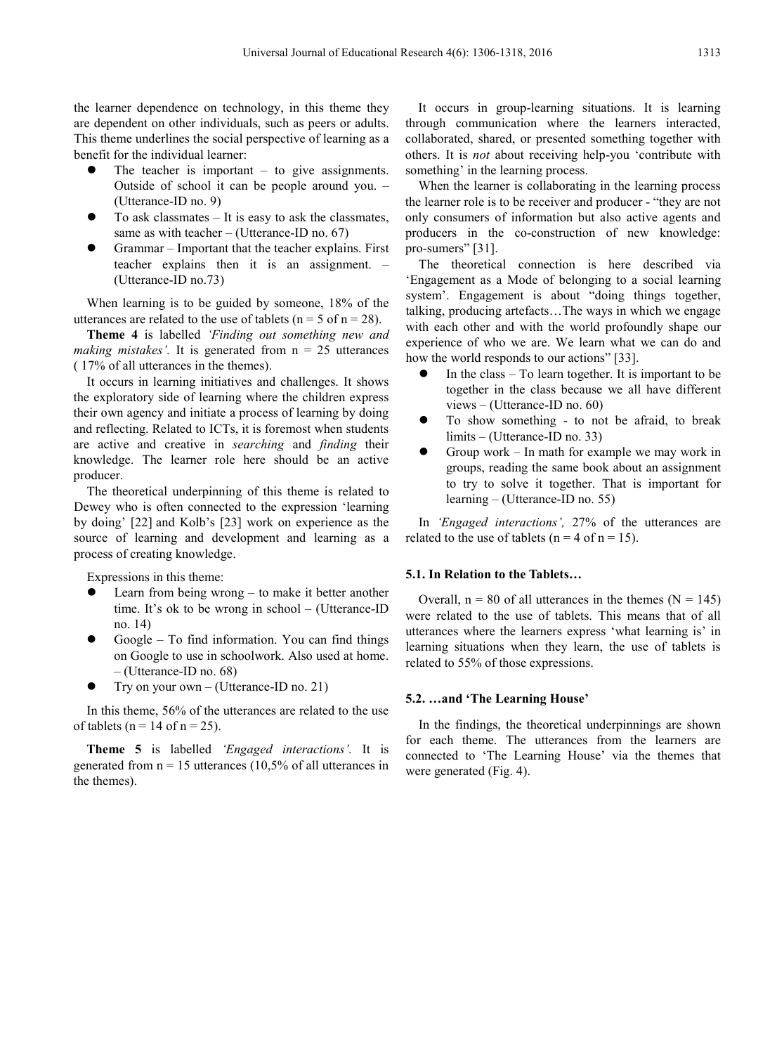the learner dependence on technology, in this theme they are dependent on other individuals, such as peers or adults. This theme underlines the social perspective of learning as a benefit for the individual learner:

- The teacher is important – to give assignments. Outside of school it can be people around you. – (Utterance-ID no. 9)
- To ask classmates – It is easy to ask the classmates, same as with teacher – (Utterance-ID no. 67)
- Grammar – Important that the teacher explains. First teacher explains then it is an assignment. – (Utterance-ID no.73)

When learning is to be guided by someone, 18% of the utterances are related to the use of tablets (n = 5 of n = 28).

**Theme 4** is labelled *'Finding out something new and making mistakes'.* It is generated from n = 25 utterances ( 17% of all utterances in the themes).

It occurs in learning initiatives and challenges. It shows the exploratory side of learning where the children express their own agency and initiate a process of learning by doing and reflecting. Related to ICTs, it is foremost when students are active and creative in *searching* and *finding* their knowledge. The learner role here should be an active producer.

The theoretical underpinning of this theme is related to Dewey who is often connected to the expression 'learning by doing' [22] and Kolb's [23] work on experience as the source of learning and development and learning as a process of creating knowledge.

Expressions in this theme:

- Learn from being wrong – to make it better another time. It's ok to be wrong in school – (Utterance-ID no. 14)
- Google – To find information. You can find things on Google to use in schoolwork. Also used at home. – (Utterance-ID no. 68)
- Try on your own – (Utterance-ID no. 21)

In this theme, 56% of the utterances are related to the use of tablets (n = 14 of n = 25).

**Theme 5** is labelled *'Engaged interactions'.* It is generated from n = 15 utterances (10,5% of all utterances in the themes).

It occurs in group-learning situations. It is learning through communication where the learners interacted, collaborated, shared, or presented something together with others. It is *not* about receiving help-you 'contribute with something' in the learning process.

When the learner is collaborating in the learning process the learner role is to be receiver and producer - "they are not only consumers of information but also active agents and producers in the co-construction of new knowledge: pro-sumers" [31].

The theoretical connection is here described via 'Engagement as a Mode of belonging to a social learning system'. Engagement is about "doing things together, talking, producing artefacts…The ways in which we engage with each other and with the world profoundly shape our experience of who we are. We learn what we can do and how the world responds to our actions" [33].

- In the class – To learn together. It is important to be together in the class because we all have different views – (Utterance-ID no. 60)
- To show something - to not be afraid, to break limits – (Utterance-ID no. 33)
- Group work – In math for example we may work in groups, reading the same book about an assignment to try to solve it together. That is important for learning – (Utterance-ID no. 55)

In *'Engaged interactions',* 27% of the utterances are related to the use of tablets (n = 4 of n = 15).

### 5.1. In Relation to the Tablets…

Overall, n = 80 of all utterances in the themes (N = 145) were related to the use of tablets. This means that of all utterances where the learners express 'what learning is' in learning situations when they learn, the use of tablets is related to 55% of those expressions.

### 5.2. …and 'The Learning House'

In the findings, the theoretical underpinnings are shown for each theme. The utterances from the learners are connected to 'The Learning House' via the themes that were generated (Fig. 4).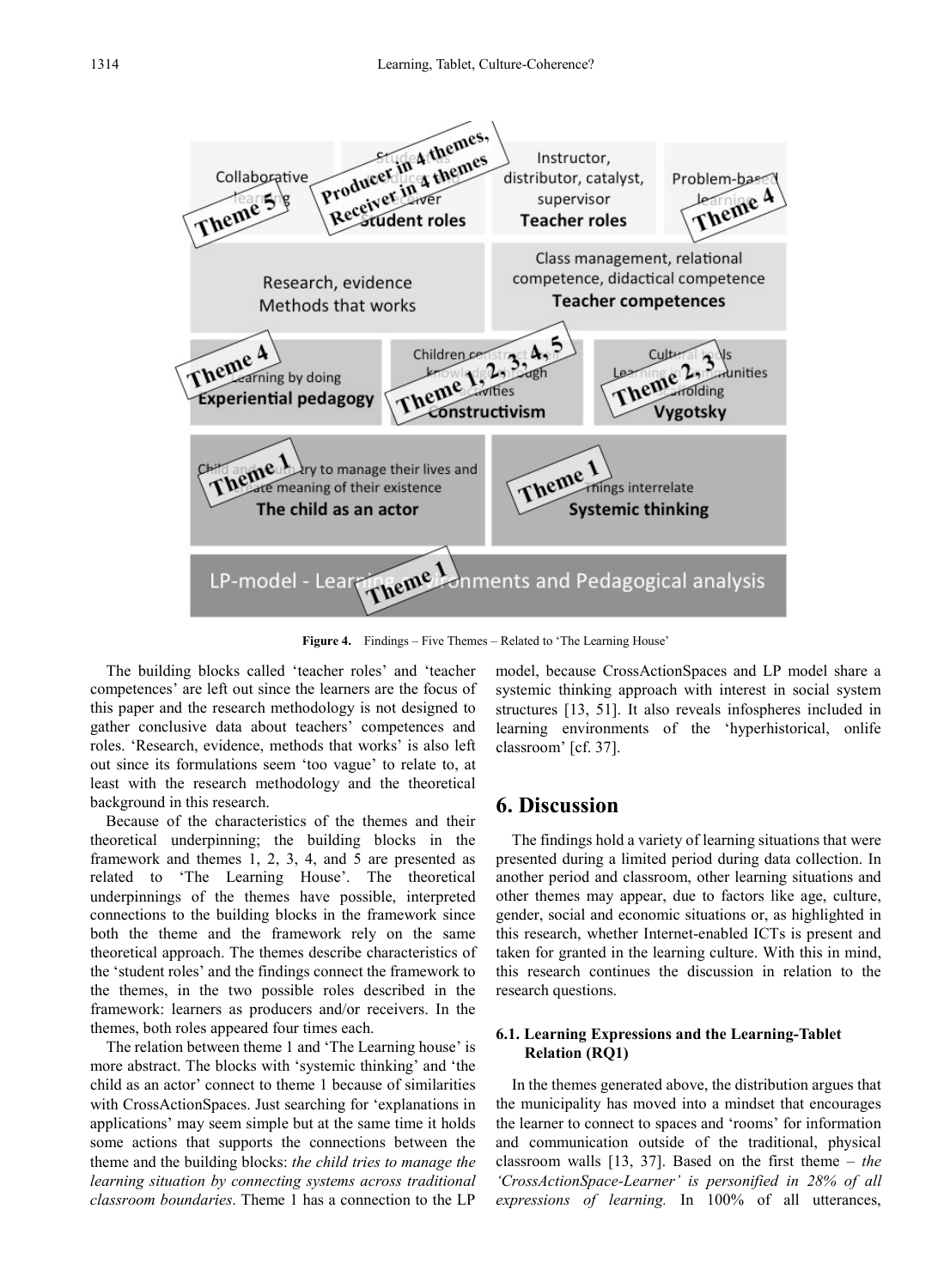**Figure 4.** Findings – Five Themes – Related to 'The Learning House'

The building blocks called 'teacher roles' and 'teacher competences' are left out since the learners are the focus of this paper and the research methodology is not designed to gather conclusive data about teachers' competences and roles. 'Research, evidence, methods that works' is also left out since its formulations seem 'too vague' to relate to, at least with the research methodology and the theoretical background in this research.

Because of the characteristics of the themes and their theoretical underpinning; the building blocks in the framework and themes 1, 2, 3, 4, and 5 are presented as related to 'The Learning House'. The theoretical underpinnings of the themes have possible, interpreted connections to the building blocks in the framework since both the theme and the framework rely on the same theoretical approach. The themes describe characteristics of the 'student roles' and the findings connect the framework to the themes, in the two possible roles described in the framework: learners as producers and/or receivers. In the themes, both roles appeared four times each.

The relation between theme 1 and 'The Learning house' is more abstract. The blocks with 'systemic thinking' and 'the child as an actor' connect to theme 1 because of similarities with CrossActionSpaces. Just searching for 'explanations in applications' may seem simple but at the same time it holds some actions that supports the connections between the theme and the building blocks: *the child tries to manage the learning situation by connecting systems across traditional classroom boundaries*. Theme 1 has a connection to the LP model, because CrossActionSpaces and LP model share a systemic thinking approach with interest in social system structures [13, 51]. It also reveals infospheres included in learning environments of the 'hyperhistorical, onlife classroom' [cf. 37].

## 6. Discussion

The findings hold a variety of learning situations that were presented during a limited period during data collection. In another period and classroom, other learning situations and other themes may appear, due to factors like age, culture, gender, social and economic situations or, as highlighted in this research, whether Internet-enabled ICTs is present and taken for granted in the learning culture. With this in mind, this research continues the discussion in relation to the research questions.

### 6.1. Learning Expressions and the Learning-Tablet Relation (RQ1)

In the themes generated above, the distribution argues that the municipality has moved into a mindset that encourages the learner to connect to spaces and 'rooms' for information and communication outside of the traditional, physical classroom walls [13, 37]. Based on the first theme – *the 'CrossActionSpace-Learner' is personified in 28% of all expressions of learning.* In 100% of all utterances,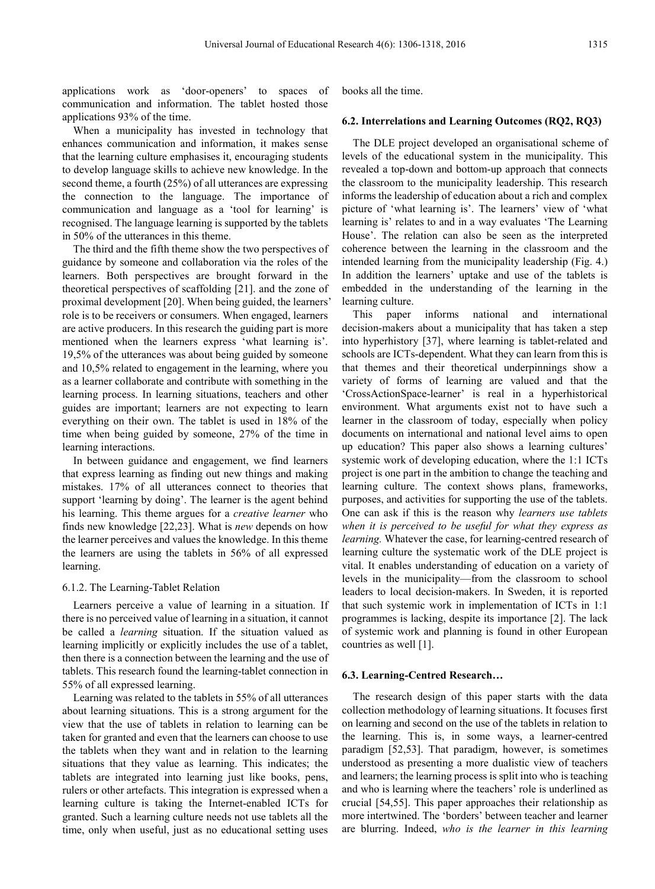applications work as 'door-openers' to spaces of communication and information. The tablet hosted those applications 93% of the time.

When a municipality has invested in technology that enhances communication and information, it makes sense that the learning culture emphasises it, encouraging students to develop language skills to achieve new knowledge. In the second theme, a fourth (25%) of all utterances are expressing the connection to the language. The importance of communication and language as a 'tool for learning' is recognised. The language learning is supported by the tablets in 50% of the utterances in this theme.

The third and the fifth theme show the two perspectives of guidance by someone and collaboration via the roles of the learners. Both perspectives are brought forward in the theoretical perspectives of scaffolding [21]. and the zone of proximal development [20]. When being guided, the learners' role is to be receivers or consumers. When engaged, learners are active producers. In this research the guiding part is more mentioned when the learners express 'what learning is'. 19,5% of the utterances was about being guided by someone and 10,5% related to engagement in the learning, where you as a learner collaborate and contribute with something in the learning process. In learning situations, teachers and other guides are important; learners are not expecting to learn everything on their own. The tablet is used in 18% of the time when being guided by someone, 27% of the time in learning interactions.

In between guidance and engagement, we find learners that express learning as finding out new things and making mistakes. 17% of all utterances connect to theories that support 'learning by doing'. The learner is the agent behind his learning. This theme argues for a *creative learner* who finds new knowledge [22,23]. What is *new* depends on how the learner perceives and values the knowledge. In this theme the learners are using the tablets in 56% of all expressed learning.

#### 6.1.2. The Learning-Tablet Relation

Learners perceive a value of learning in a situation. If there is no perceived value of learning in a situation, it cannot be called a *learning* situation. If the situation valued as learning implicitly or explicitly includes the use of a tablet, then there is a connection between the learning and the use of tablets. This research found the learning-tablet connection in 55% of all expressed learning.

Learning was related to the tablets in 55% of all utterances about learning situations. This is a strong argument for the view that the use of tablets in relation to learning can be taken for granted and even that the learners can choose to use the tablets when they want and in relation to the learning situations that they value as learning. This indicates; the tablets are integrated into learning just like books, pens, rulers or other artefacts. This integration is expressed when a learning culture is taking the Internet-enabled ICTs for granted. Such a learning culture needs not use tablets all the time, only when useful, just as no educational setting uses books all the time.

### 6.2. Interrelations and Learning Outcomes (RQ2, RQ3)

The DLE project developed an organisational scheme of levels of the educational system in the municipality. This revealed a top-down and bottom-up approach that connects the classroom to the municipality leadership. This research informs the leadership of education about a rich and complex picture of 'what learning is'. The learners' view of 'what learning is' relates to and in a way evaluates 'The Learning House'. The relation can also be seen as the interpreted coherence between the learning in the classroom and the intended learning from the municipality leadership (Fig. 4.) In addition the learners' uptake and use of the tablets is embedded in the understanding of the learning in the learning culture.

This paper informs national and international decision-makers about a municipality that has taken a step into hyperhistory [37], where learning is tablet-related and schools are ICTs-dependent. What they can learn from this is that themes and their theoretical underpinnings show a variety of forms of learning are valued and that the 'CrossActionSpace-learner' is real in a hyperhistorical environment. What arguments exist not to have such a learner in the classroom of today, especially when policy documents on international and national level aims to open up education? This paper also shows a learning cultures' systemic work of developing education, where the 1:1 ICTs project is one part in the ambition to change the teaching and learning culture. The context shows plans, frameworks, purposes, and activities for supporting the use of the tablets. One can ask if this is the reason why *learners use tablets when it is perceived to be useful for what they express as learning.* Whatever the case, for learning-centred research of learning culture the systematic work of the DLE project is vital. It enables understanding of education on a variety of levels in the municipality—from the classroom to school leaders to local decision-makers. In Sweden, it is reported that such systemic work in implementation of ICTs in 1:1 programmes is lacking, despite its importance [2]. The lack of systemic work and planning is found in other European countries as well [1].

### 6.3. Learning-Centred Research…

The research design of this paper starts with the data collection methodology of learning situations. It focuses first on learning and second on the use of the tablets in relation to the learning. This is, in some ways, a learner-centred paradigm [52,53]. That paradigm, however, is sometimes understood as presenting a more dualistic view of teachers and learners; the learning process is split into who is teaching and who is learning where the teachers' role is underlined as crucial [54,55]. This paper approaches their relationship as more intertwined. The 'borders' between teacher and learner are blurring. Indeed, *who is the learner in this learning*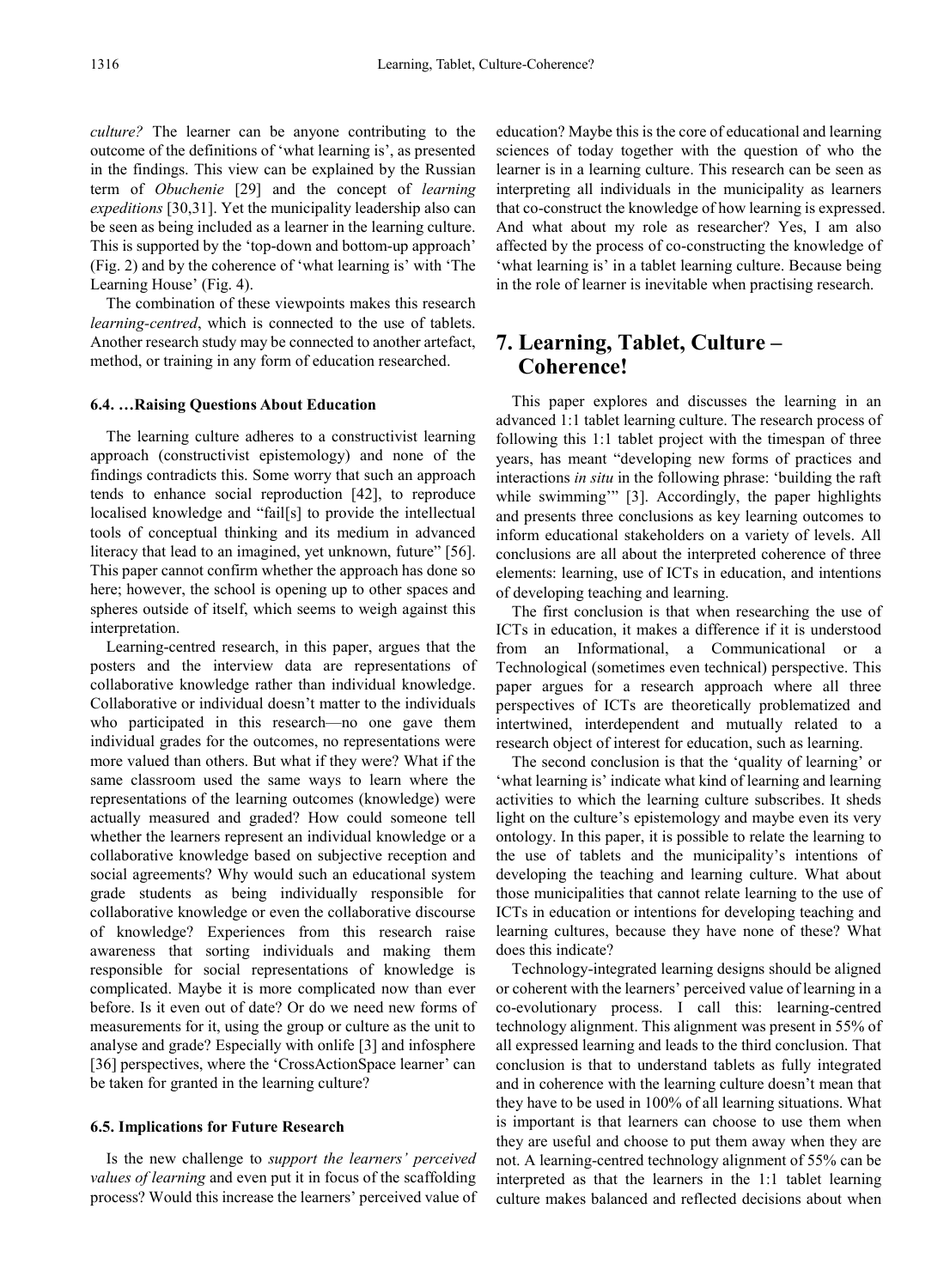*culture?* The learner can be anyone contributing to the outcome of the definitions of 'what learning is', as presented in the findings. This view can be explained by the Russian term of *Obuchenie* [29] and the concept of *learning expeditions* [30,31]. Yet the municipality leadership also can be seen as being included as a learner in the learning culture. This is supported by the 'top-down and bottom-up approach' (Fig. 2) and by the coherence of 'what learning is' with 'The Learning House' (Fig. 4).

The combination of these viewpoints makes this research *learning-centred*, which is connected to the use of tablets. Another research study may be connected to another artefact, method, or training in any form of education researched.

#### 6.4. …Raising Questions About Education

The learning culture adheres to a constructivist learning approach (constructivist epistemology) and none of the findings contradicts this. Some worry that such an approach tends to enhance social reproduction [42], to reproduce localised knowledge and "fail[s] to provide the intellectual tools of conceptual thinking and its medium in advanced literacy that lead to an imagined, yet unknown, future" [56]. This paper cannot confirm whether the approach has done so here; however, the school is opening up to other spaces and spheres outside of itself, which seems to weigh against this interpretation.

Learning-centred research, in this paper, argues that the posters and the interview data are representations of collaborative knowledge rather than individual knowledge. Collaborative or individual doesn't matter to the individuals who participated in this research—no one gave them individual grades for the outcomes, no representations were more valued than others. But what if they were? What if the same classroom used the same ways to learn where the representations of the learning outcomes (knowledge) were actually measured and graded? How could someone tell whether the learners represent an individual knowledge or a collaborative knowledge based on subjective reception and social agreements? Why would such an educational system grade students as being individually responsible for collaborative knowledge or even the collaborative discourse of knowledge? Experiences from this research raise awareness that sorting individuals and making them responsible for social representations of knowledge is complicated. Maybe it is more complicated now than ever before. Is it even out of date? Or do we need new forms of measurements for it, using the group or culture as the unit to analyse and grade? Especially with onlife [3] and infosphere [36] perspectives, where the 'CrossActionSpace learner' can be taken for granted in the learning culture?

#### 6.5. Implications for Future Research

Is the new challenge to *support the learners' perceived values of learning* and even put it in focus of the scaffolding process? Would this increase the learners' perceived value of education? Maybe this is the core of educational and learning sciences of today together with the question of who the learner is in a learning culture. This research can be seen as interpreting all individuals in the municipality as learners that co-construct the knowledge of how learning is expressed. And what about my role as researcher? Yes, I am also affected by the process of co-constructing the knowledge of 'what learning is' in a tablet learning culture. Because being in the role of learner is inevitable when practising research.

## 7. Learning, Tablet, Culture – Coherence!

This paper explores and discusses the learning in an advanced 1:1 tablet learning culture. The research process of following this 1:1 tablet project with the timespan of three years, has meant "developing new forms of practices and interactions *in situ* in the following phrase: 'building the raft while swimming'" [3]. Accordingly, the paper highlights and presents three conclusions as key learning outcomes to inform educational stakeholders on a variety of levels. All conclusions are all about the interpreted coherence of three elements: learning, use of ICTs in education, and intentions of developing teaching and learning.

The first conclusion is that when researching the use of ICTs in education, it makes a difference if it is understood from an Informational, a Communicational or a Technological (sometimes even technical) perspective. This paper argues for a research approach where all three perspectives of ICTs are theoretically problematized and intertwined, interdependent and mutually related to a research object of interest for education, such as learning.

The second conclusion is that the 'quality of learning' or 'what learning is' indicate what kind of learning and learning activities to which the learning culture subscribes. It sheds light on the culture's epistemology and maybe even its very ontology. In this paper, it is possible to relate the learning to the use of tablets and the municipality's intentions of developing the teaching and learning culture. What about those municipalities that cannot relate learning to the use of ICTs in education or intentions for developing teaching and learning cultures, because they have none of these? What does this indicate?

Technology-integrated learning designs should be aligned or coherent with the learners' perceived value of learning in a co-evolutionary process. I call this: learning-centred technology alignment. This alignment was present in 55% of all expressed learning and leads to the third conclusion. That conclusion is that to understand tablets as fully integrated and in coherence with the learning culture doesn't mean that they have to be used in 100% of all learning situations. What is important is that learners can choose to use them when they are useful and choose to put them away when they are not. A learning-centred technology alignment of 55% can be interpreted as that the learners in the 1:1 tablet learning culture makes balanced and reflected decisions about when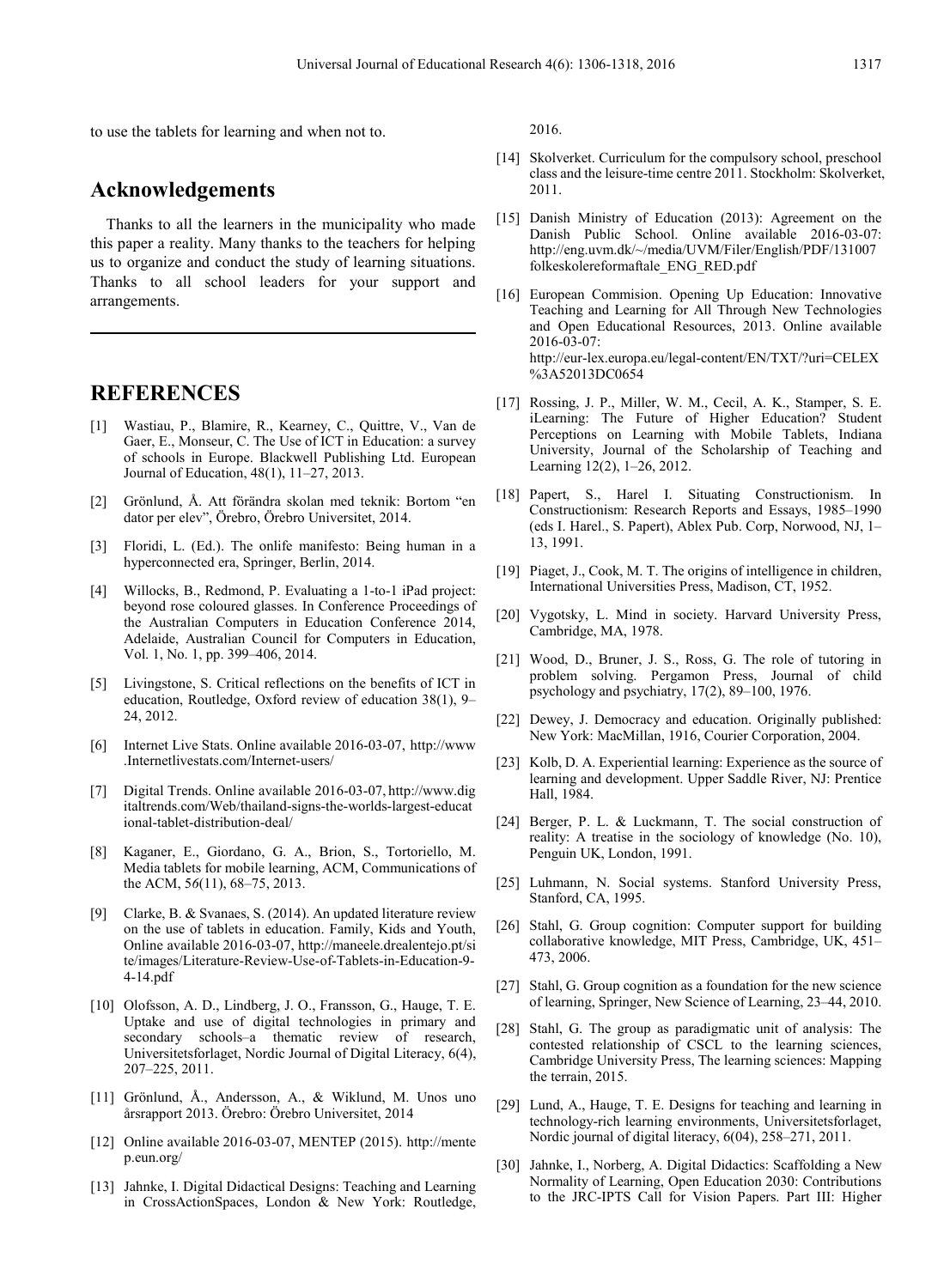to use the tablets for learning and when not to.

## Acknowledgements

Thanks to all the learners in the municipality who made this paper a reality. Many thanks to the teachers for helping us to organize and conduct the study of learning situations. Thanks to all school leaders for your support and arrangements.

## REFERENCES

[1] Wastiau, P., Blamire, R., Kearney, C., Quittre, V., Van de Gaer, E., Monseur, C. The Use of ICT in Education: a survey of schools in Europe. Blackwell Publishing Ltd. European Journal of Education, 48(1), 11–27, 2013.

[2] Grönlund, Å. Att förändra skolan med teknik: Bortom "en dator per elev", Örebro, Örebro Universitet, 2014.

[3] Floridi, L. (Ed.). The onlife manifesto: Being human in a hyperconnected era, Springer, Berlin, 2014.

[4] Willocks, B., Redmond, P. Evaluating a 1-to-1 iPad project: beyond rose coloured glasses. In Conference Proceedings of the Australian Computers in Education Conference 2014, Adelaide, Australian Council for Computers in Education, Vol. 1, No. 1, pp. 399–406, 2014.

[5] Livingstone, S. Critical reflections on the benefits of ICT in education, Routledge, Oxford review of education 38(1), 9–24, 2012.

[6] Internet Live Stats. Online available 2016-03-07, http://www.Internetlivestats.com/Internet-users/

[7] Digital Trends. Online available 2016-03-07, http://www.digitaltrends.com/Web/thailand-signs-the-worlds-largest-educational-tablet-distribution-deal/

[8] Kaganer, E., Giordano, G. A., Brion, S., Tortoriello, M. Media tablets for mobile learning, ACM, Communications of the ACM, 5*6*(11), 68–75, 2013.

[9] Clarke, B. & Svanaes, S. (2014). An updated literature review on the use of tablets in education. Family, Kids and Youth, Online available 2016-03-07, http://maneele.drealentejo.pt/site/images/Literature-Review-Use-of-Tablets-in-Education-9-4-14.pdf

[10] Olofsson, A. D., Lindberg, J. O., Fransson, G., Hauge, T. E. Uptake and use of digital technologies in primary and secondary schools–a thematic review of research, Universitetsforlaget, Nordic Journal of Digital Literacy, 6(4), 207–225, 2011.

[11] Grönlund, Å., Andersson, A., & Wiklund, M. Unos uno årsrapport 2013. Örebro: Örebro Universitet, 2014

[12] Online available 2016-03-07, MENTEP (2015). http://mentep.eun.org/

[13] Jahnke, I. Digital Didactical Designs: Teaching and Learning in CrossActionSpaces, London & New York: Routledge, 2016.

[14] Skolverket. Curriculum for the compulsory school, preschool class and the leisure-time centre 2011. Stockholm: Skolverket, 2011.

[15] Danish Ministry of Education (2013): Agreement on the Danish Public School. Online available 2016-03-07: http://eng.uvm.dk/~/media/UVM/Filer/English/PDF/131007 folkeskolereformaftale_ENG_RED.pdf

[16] European Commision. Opening Up Education: Innovative Teaching and Learning for All Through New Technologies and Open Educational Resources, 2013. Online available 2016-03-07: http://eur-lex.europa.eu/legal-content/EN/TXT/?uri=CELEX%3A52013DC0654

[17] Rossing, J. P., Miller, W. M., Cecil, A. K., Stamper, S. E. iLearning: The Future of Higher Education? Student Perceptions on Learning with Mobile Tablets, Indiana University, Journal of the Scholarship of Teaching and Learning 12(2), 1–26, 2012.

[18] Papert, S., Harel I. Situating Constructionism. In Constructionism: Research Reports and Essays, 1985–1990 (eds I. Harel., S. Papert), Ablex Pub. Corp, Norwood, NJ, 1–13, 1991.

[19] Piaget, J., Cook, M. T. The origins of intelligence in children, International Universities Press, Madison, CT, 1952.

[20] Vygotsky, L. Mind in society. Harvard University Press, Cambridge, MA, 1978.

[21] Wood, D., Bruner, J. S., Ross, G. The role of tutoring in problem solving. Pergamon Press, Journal of child psychology and psychiatry, 17(2), 89–100, 1976.

[22] Dewey, J. Democracy and education. Originally published: New York: MacMillan, 1916, Courier Corporation, 2004.

[23] Kolb, D. A. Experiential learning: Experience as the source of learning and development. Upper Saddle River, NJ: Prentice Hall, 1984.

[24] Berger, P. L. & Luckmann, T. The social construction of reality: A treatise in the sociology of knowledge (No. 10), Penguin UK, London, 1991.

[25] Luhmann, N. Social systems. Stanford University Press, Stanford, CA, 1995.

[26] Stahl, G. Group cognition: Computer support for building collaborative knowledge, MIT Press, Cambridge, UK, 451–473, 2006.

[27] Stahl, G. Group cognition as a foundation for the new science of learning, Springer, New Science of Learning, 23–44, 2010.

[28] Stahl, G. The group as paradigmatic unit of analysis: The contested relationship of CSCL to the learning sciences, Cambridge University Press, The learning sciences: Mapping the terrain, 2015.

[29] Lund, A., Hauge, T. E. Designs for teaching and learning in technology-rich learning environments, Universitetsforlaget, Nordic journal of digital literacy, 6(04), 258–271, 2011.

[30] Jahnke, I., Norberg, A. Digital Didactics: Scaffolding a New Normality of Learning, Open Education 2030: Contributions to the JRC-IPTS Call for Vision Papers. Part III: Higher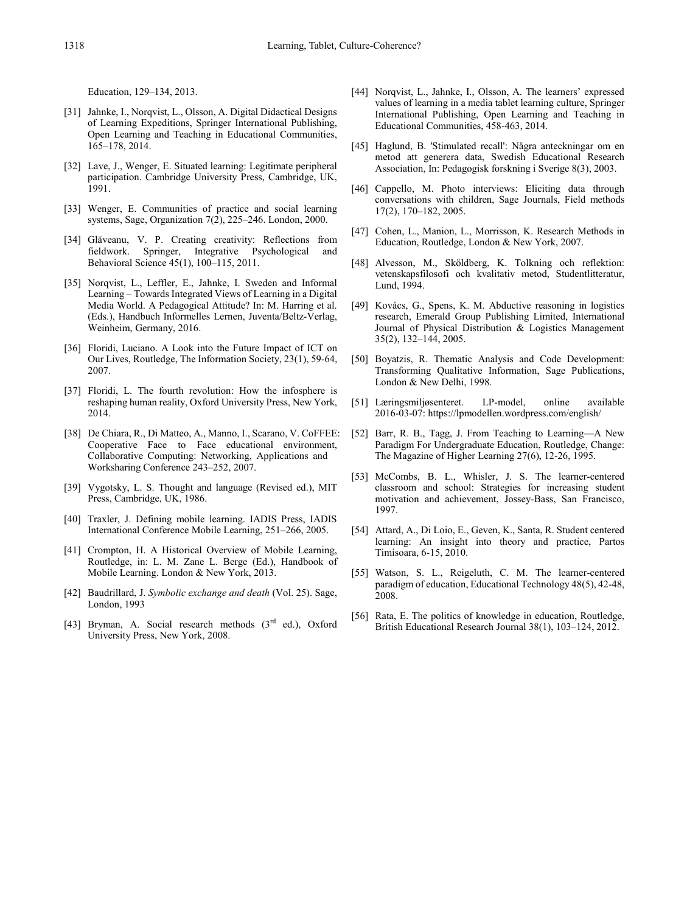Education, 129–134, 2013.

[31] Jahnke, I., Norqvist, L., Olsson, A. Digital Didactical Designs of Learning Expeditions, Springer International Publishing, Open Learning and Teaching in Educational Communities, 165–178, 2014.

[32] Lave, J., Wenger, E. Situated learning: Legitimate peripheral participation. Cambridge University Press, Cambridge, UK, 1991.

[33] Wenger, E. Communities of practice and social learning systems, Sage, Organization 7(2), 225–246. London, 2000.

[34] Glăveanu, V. P. Creating creativity: Reflections from fieldwork. Springer, Integrative Psychological and Behavioral Science 45(1), 100–115, 2011.

[35] Norqvist, L., Leffler, E., Jahnke, I. Sweden and Informal Learning – Towards Integrated Views of Learning in a Digital Media World. A Pedagogical Attitude? In: M. Harring et al. (Eds.), Handbuch Informelles Lernen, Juventa/Beltz-Verlag, Weinheim, Germany, 2016.

[36] Floridi, Luciano. A Look into the Future Impact of ICT on Our Lives, Routledge, The Information Society, 23(1), 59-64, 2007.

[37] Floridi, L. The fourth revolution: How the infosphere is reshaping human reality, Oxford University Press, New York, 2014.

[38] De Chiara, R., Di Matteo, A., Manno, I., Scarano, V. CoFFEE: Cooperative Face to Face educational environment, Collaborative Computing: Networking, Applications and Worksharing Conference 243–252, 2007.

[39] Vygotsky, L. S. Thought and language (Revised ed.), MIT Press, Cambridge, UK, 1986.

[40] Traxler, J. Defining mobile learning. IADIS Press, IADIS International Conference Mobile Learning, 251–266, 2005.

[41] Crompton, H. A Historical Overview of Mobile Learning, Routledge, in: L. M. Zane L. Berge (Ed.), Handbook of Mobile Learning. London & New York, 2013.

[42] Baudrillard, J. *Symbolic exchange and death* (Vol. 25). Sage, London, 1993

[43] Bryman, A. Social research methods (3rd ed.), Oxford University Press, New York, 2008.

[44] Norqvist, L., Jahnke, I., Olsson, A. The learners' expressed values of learning in a media tablet learning culture, Springer International Publishing, Open Learning and Teaching in Educational Communities, 458-463, 2014.

[45] Haglund, B. 'Stimulated recall': Några anteckningar om en metod att generera data, Swedish Educational Research Association, In: Pedagogisk forskning i Sverige 8(3), 2003.

[46] Cappello, M. Photo interviews: Eliciting data through conversations with children, Sage Journals, Field methods 17(2), 170–182, 2005.

[47] Cohen, L., Manion, L., Morrisson, K. Research Methods in Education, Routledge, London & New York, 2007.

[48] Alvesson, M., Sköldberg, K. Tolkning och reflektion: vetenskapsfilosofi och kvalitativ metod, Studentlitteratur, Lund, 1994.

[49] Kovács, G., Spens, K. M. Abductive reasoning in logistics research, Emerald Group Publishing Limited, International Journal of Physical Distribution & Logistics Management 35(2), 132–144, 2005.

[50] Boyatzis, R. Thematic Analysis and Code Development: Transforming Qualitative Information, Sage Publications, London & New Delhi, 1998.

[51] Læringsmiljøsenteret. LP-model, online available 2016-03-07: https://lpmodellen.wordpress.com/english/

[52] Barr, R. B., Tagg, J. From Teaching to Learning—A New Paradigm For Undergraduate Education, Routledge, Change: The Magazine of Higher Learning 27(6), 12-26, 1995.

[53] McCombs, B. L., Whisler, J. S. The learner-centered classroom and school: Strategies for increasing student motivation and achievement, Jossey-Bass, San Francisco, 1997.

[54] Attard, A., Di Loio, E., Geven, K., Santa, R. Student centered learning: An insight into theory and practice, Partos Timisoara, 6-15, 2010.

[55] Watson, S. L., Reigeluth, C. M. The learner-centered paradigm of education, Educational Technology 48(5), 42-48, 2008.

[56] Rata, E. The politics of knowledge in education, Routledge, British Educational Research Journal 38(1), 103–124, 2012.